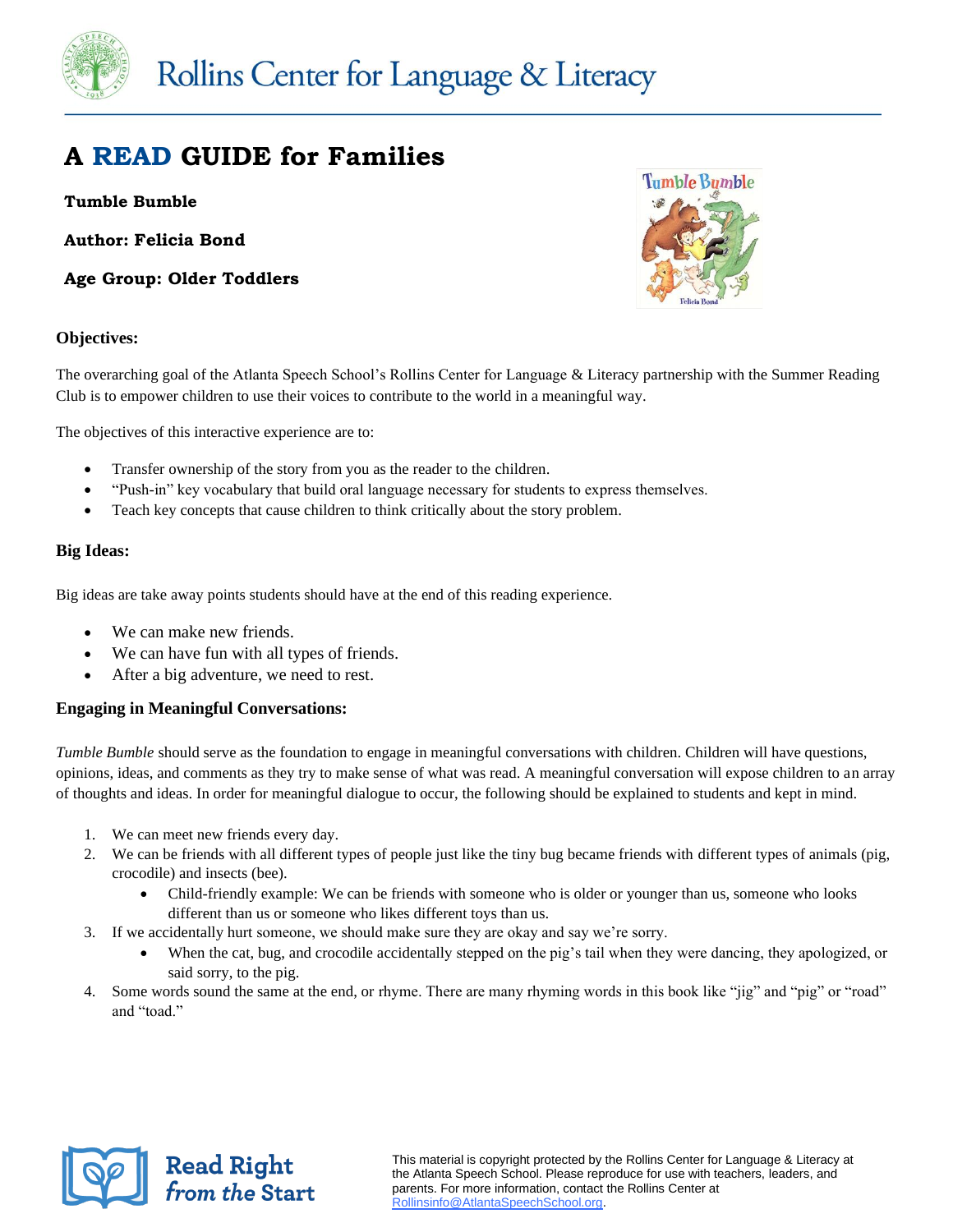Rollins Center for Language & Literacy

# A READ GUIDE for Families

**Tumble Bumble**

**Author: Felicia Bond**

**Age Group: Older Toddlers**

### Objectives:

The overarching goal of the Atlanta Speech School's Rollins Center for Language & Literacy partnership with the Summer Reading Club is to empower children to use their voices to contribute to the world in a meaningful way.

The objectives of this interactive experience are to:

- Transfer ownership of the story from you as the reader to the children.
- "Push-in" key vocabulary that build oral language necessary for students to express themselves.
- Teach key concepts that cause children to think critically about the story problem.

### Big Ideas:

Big ideas are take away points students should have at the end of this reading experience.

- We can make new friends.
- We can have fun with all types of friends.
- After a big adventure, we need to rest.

### Engaging in Meaningful Conversations:

*Tumble Bumble* should serve as the foundation to engage in meaningful conversations with children. Children will have questions, opinions, ideas, and comments as they try to make sense of what was read. A meaningful conversation will expose children to an array of thoughts and ideas. In order for meaningful dialogue to occur, the following should be explained to students and kept in mind.

1. We can meet new friends every day.
2. We can be friends with all different types of people just like the tiny bug became friends with different types of animals (pig, crocodile) and insects (bee).
   - Child-friendly example: We can be friends with someone who is older or younger than us, someone who looks different than us or someone who likes different toys than us.
3. If we accidentally hurt someone, we should make sure they are okay and say we're sorry.
   - When the cat, bug, and crocodile accidentally stepped on the pig's tail when they were dancing, they apologized, or said sorry, to the pig.
4. Some words sound the same at the end, or rhyme. There are many rhyming words in this book like "jig" and "pig" or "road" and "toad."

Read Right from the Start

This material is copyright protected by the Rollins Center for Language & Literacy at the Atlanta Speech School. Please reproduce for use with teachers, leaders, and parents. For more information, contact the Rollins Center at Rollinsinfo@AtlantaSpeechSchool.org.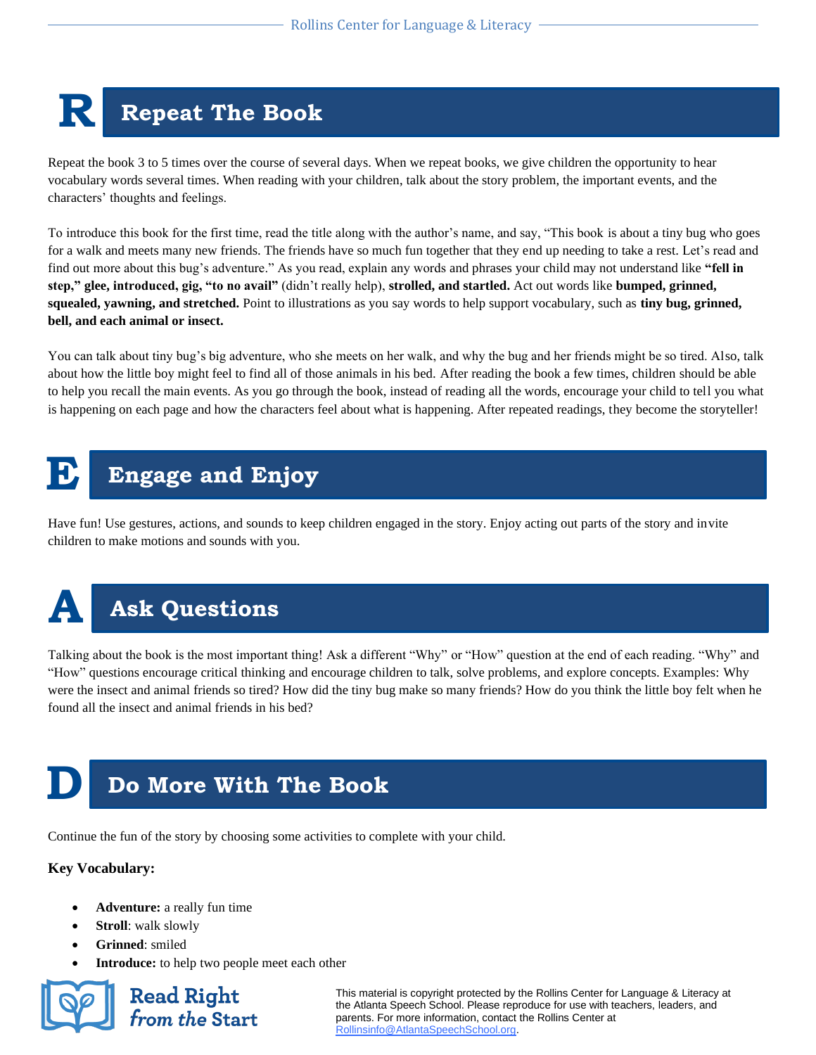# R Repeat The Book

Repeat the book 3 to 5 times over the course of several days. When we repeat books, we give children the opportunity to hear vocabulary words several times. When reading with your children, talk about the story problem, the important events, and the characters' thoughts and feelings.

To introduce this book for the first time, read the title along with the author's name, and say, "This book is about a tiny bug who goes for a walk and meets many new friends. The friends have so much fun together that they end up needing to take a rest. Let's read and find out more about this bug's adventure." As you read, explain any words and phrases your child may not understand like **"fell in step," glee, introduced, gig, "to no avail"** (didn't really help), **strolled, and startled.** Act out words like **bumped, grinned, squealed, yawning, and stretched.** Point to illustrations as you say words to help support vocabulary, such as **tiny bug, grinned, bell, and each animal or insect.**

You can talk about tiny bug's big adventure, who she meets on her walk, and why the bug and her friends might be so tired. Also, talk about how the little boy might feel to find all of those animals in his bed. After reading the book a few times, children should be able to help you recall the main events. As you go through the book, instead of reading all the words, encourage your child to tell you what is happening on each page and how the characters feel about what is happening. After repeated readings, they become the storyteller!

# E Engage and Enjoy

Have fun! Use gestures, actions, and sounds to keep children engaged in the story. Enjoy acting out parts of the story and invite children to make motions and sounds with you.

# A Ask Questions

Talking about the book is the most important thing! Ask a different "Why" or "How" question at the end of each reading. "Why" and "How" questions encourage critical thinking and encourage children to talk, solve problems, and explore concepts. Examples: Why were the insect and animal friends so tired? How did the tiny bug make so many friends? How do you think the little boy felt when he found all the insect and animal friends in his bed?

# D Do More With The Book

Continue the fun of the story by choosing some activities to complete with your child.

**Key Vocabulary:**

- **Adventure:** a really fun time
- **Stroll**: walk slowly
- **Grinned**: smiled
- **Introduce:** to help two people meet each other

Read Right from the Start

This material is copyright protected by the Rollins Center for Language & Literacy at the Atlanta Speech School. Please reproduce for use with teachers, leaders, and parents. For more information, contact the Rollins Center at Rollinsinfo@AtlantaSpeechSchool.org.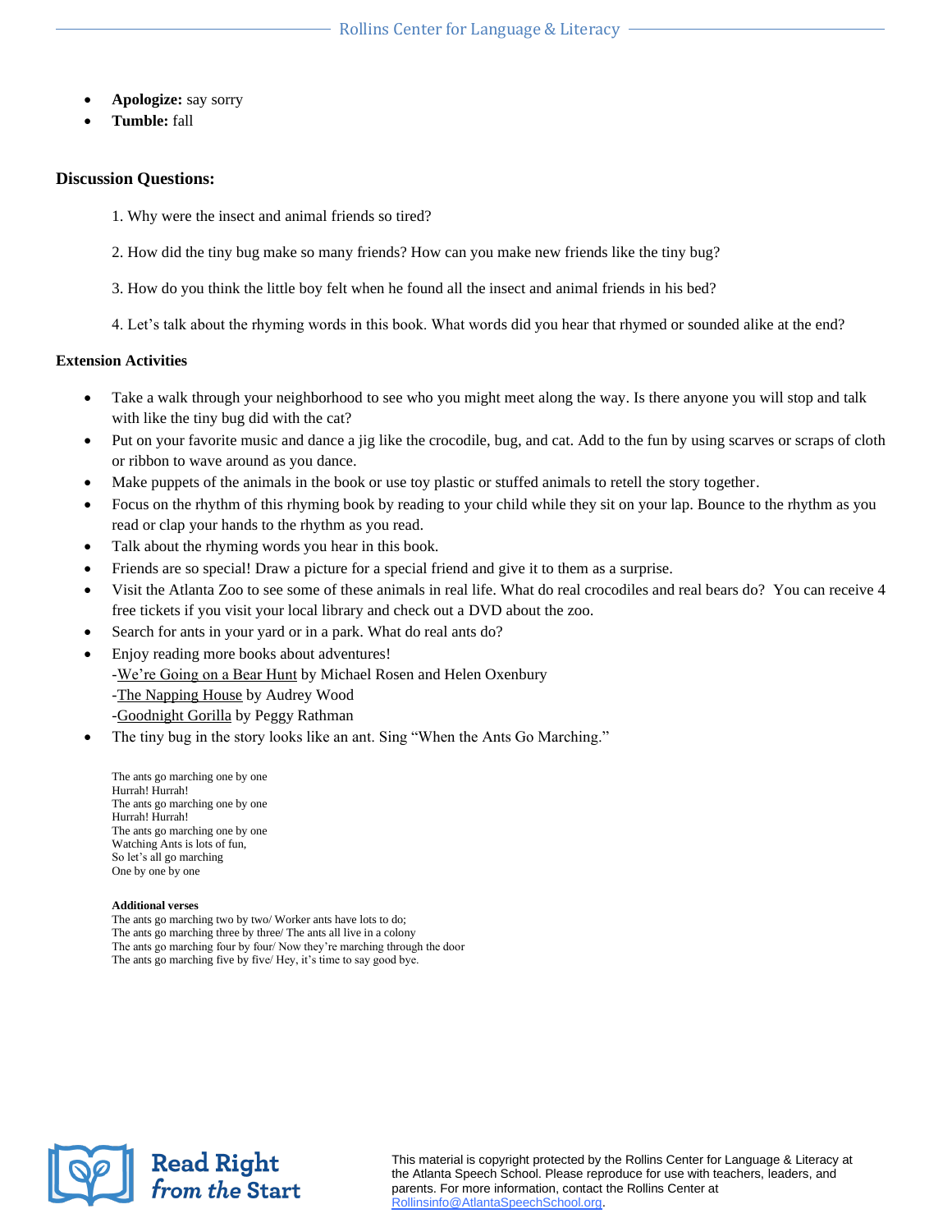- **Apologize:** say sorry
- **Tumble:** fall

## Discussion Questions:

1. Why were the insect and animal friends so tired?

2. How did the tiny bug make so many friends? How can you make new friends like the tiny bug?

3. How do you think the little boy felt when he found all the insect and animal friends in his bed?

4. Let's talk about the rhyming words in this book. What words did you hear that rhymed or sounded alike at the end?

## Extension Activities

- Take a walk through your neighborhood to see who you might meet along the way. Is there anyone you will stop and talk with like the tiny bug did with the cat?
- Put on your favorite music and dance a jig like the crocodile, bug, and cat. Add to the fun by using scarves or scraps of cloth or ribbon to wave around as you dance.
- Make puppets of the animals in the book or use toy plastic or stuffed animals to retell the story together.
- Focus on the rhythm of this rhyming book by reading to your child while they sit on your lap. Bounce to the rhythm as you read or clap your hands to the rhythm as you read.
- Talk about the rhyming words you hear in this book.
- Friends are so special! Draw a picture for a special friend and give it to them as a surprise.
- Visit the Atlanta Zoo to see some of these animals in real life. What do real crocodiles and real bears do? You can receive 4 free tickets if you visit your local library and check out a DVD about the zoo.
- Search for ants in your yard or in a park. What do real ants do?
- Enjoy reading more books about adventures!
  - -We're Going on a Bear Hunt by Michael Rosen and Helen Oxenbury
  - -The Napping House by Audrey Wood
  - -Goodnight Gorilla by Peggy Rathman
- The tiny bug in the story looks like an ant. Sing "When the Ants Go Marching."

The ants go marching one by one  
Hurrah! Hurrah!  
The ants go marching one by one  
Hurrah! Hurrah!  
The ants go marching one by one  
Watching Ants is lots of fun,  
So let's all go marching  
One by one by one

**Additional verses**  
The ants go marching two by two/ Worker ants have lots to do;  
The ants go marching three by three/ The ants all live in a colony  
The ants go marching four by four/ Now they're marching through the door  
The ants go marching five by five/ Hey, it's time to say good bye.

Read Right from the Start

This material is copyright protected by the Rollins Center for Language & Literacy at the Atlanta Speech School. Please reproduce for use with teachers, leaders, and parents. For more information, contact the Rollins Center at Rollinsinfo@AtlantaSpeechSchool.org.